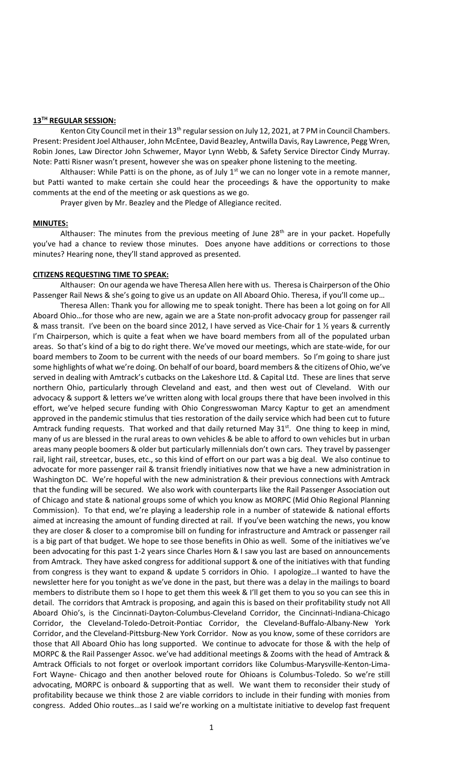## 13TH REGULAR SESSION:

Kenton City Council met in their 13th regular session on July 12, 2021, at 7 PM in Council Chambers. Present: President Joel Althauser, John McEntee, David Beazley, Antwilla Davis, Ray Lawrence, Pegg Wren, Robin Jones, Law Director John Schwemer, Mayor Lynn Webb, & Safety Service Director Cindy Murray. Note: Patti Risner wasn't present, however she was on speaker phone listening to the meeting.

Althauser: While Patti is on the phone, as of July 1st we can no longer vote in a remote manner, but Patti wanted to make certain she could hear the proceedings & have the opportunity to make comments at the end of the meeting or ask questions as we go.

Prayer given by Mr. Beazley and the Pledge of Allegiance recited.

## MINUTES:

Althauser: The minutes from the previous meeting of June 28th are in your packet. Hopefully you've had a chance to review those minutes. Does anyone have additions or corrections to those minutes? Hearing none, they'll stand approved as presented.

## CITIZENS REQUESTING TIME TO SPEAK:

Althauser: On our agenda we have Theresa Allen here with us. Theresa is Chairperson of the Ohio Passenger Rail News & she's going to give us an update on All Aboard Ohio. Theresa, if you'll come up…

Theresa Allen: Thank you for allowing me to speak tonight. There has been a lot going on for All Aboard Ohio…for those who are new, again we are a State non-profit advocacy group for passenger rail & mass transit. I've been on the board since 2012, I have served as Vice-Chair for 1 ½ years & currently I'm Chairperson, which is quite a feat when we have board members from all of the populated urban areas. So that's kind of a big to do right there. We've moved our meetings, which are state-wide, for our board members to Zoom to be current with the needs of our board members. So I'm going to share just some highlights of what we're doing. On behalf of our board, board members & the citizens of Ohio, we've served in dealing with Amtrack's cutbacks on the Lakeshore Ltd. & Capital Ltd. These are lines that serve northern Ohio, particularly through Cleveland and east, and then west out of Cleveland. With our advocacy & support & letters we've written along with local groups there that have been involved in this effort, we've helped secure funding with Ohio Congresswoman Marcy Kaptur to get an amendment approved in the pandemic stimulus that ties restoration of the daily service which had been cut to future Amtrack funding requests. That worked and that daily returned May 31st. One thing to keep in mind, many of us are blessed in the rural areas to own vehicles & be able to afford to own vehicles but in urban areas many people boomers & older but particularly millennials don't own cars. They travel by passenger rail, light rail, streetcar, buses, etc., so this kind of effort on our part was a big deal. We also continue to advocate for more passenger rail & transit friendly initiatives now that we have a new administration in Washington DC. We're hopeful with the new administration & their previous connections with Amtrack that the funding will be secured. We also work with counterparts like the Rail Passenger Association out of Chicago and state & national groups some of which you know as MORPC (Mid Ohio Regional Planning Commission). To that end, we're playing a leadership role in a number of statewide & national efforts aimed at increasing the amount of funding directed at rail. If you've been watching the news, you know they are closer & closer to a compromise bill on funding for infrastructure and Amtrack or passenger rail is a big part of that budget. We hope to see those benefits in Ohio as well. Some of the initiatives we've been advocating for this past 1-2 years since Charles Horn & I saw you last are based on announcements from Amtrack. They have asked congress for additional support & one of the initiatives with that funding from congress is they want to expand & update 5 corridors in Ohio. I apologize…I wanted to have the newsletter here for you tonight as we've done in the past, but there was a delay in the mailings to board members to distribute them so I hope to get them this week & I'll get them to you so you can see this in detail. The corridors that Amtrack is proposing, and again this is based on their profitability study not All Aboard Ohio's, is the Cincinnati-Dayton-Columbus-Cleveland Corridor, the Cincinnati-Indiana-Chicago Corridor, the Cleveland-Toledo-Detroit-Pontiac Corridor, the Cleveland-Buffalo-Albany-New York Corridor, and the Cleveland-Pittsburg-New York Corridor. Now as you know, some of these corridors are those that All Aboard Ohio has long supported. We continue to advocate for those & with the help of MORPC & the Rail Passenger Assoc. we've had additional meetings & Zooms with the head of Amtrack & Amtrack Officials to not forget or overlook important corridors like Columbus-Marysville-Kenton-Lima-Fort Wayne- Chicago and then another beloved route for Ohioans is Columbus-Toledo. So we're still advocating, MORPC is onboard & supporting that as well. We want them to reconsider their study of profitability because we think those 2 are viable corridors to include in their funding with monies from congress. Added Ohio routes…as I said we're working on a multistate initiative to develop fast frequent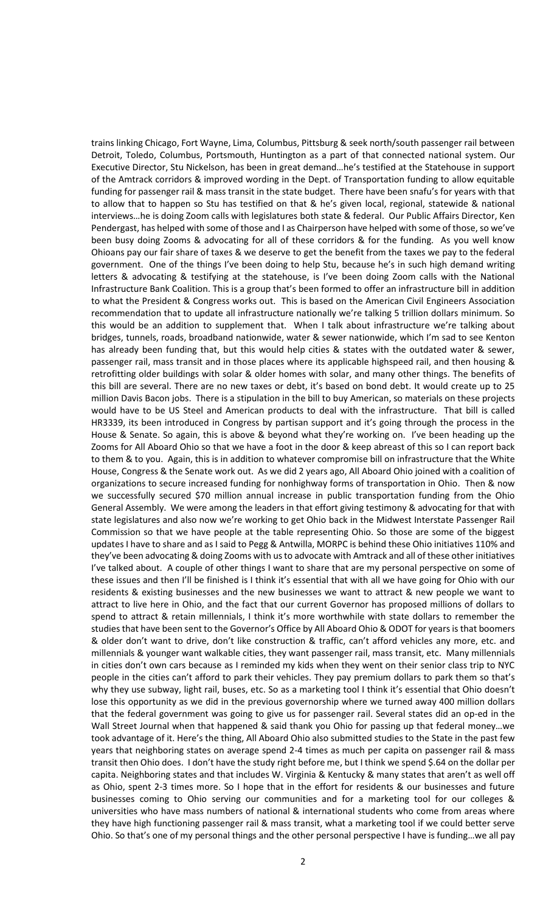trains linking Chicago, Fort Wayne, Lima, Columbus, Pittsburg & seek north/south passenger rail between Detroit, Toledo, Columbus, Portsmouth, Huntington as a part of that connected national system. Our Executive Director, Stu Nickelson, has been in great demand…he's testified at the Statehouse in support of the Amtrack corridors & improved wording in the Dept. of Transportation funding to allow equitable funding for passenger rail & mass transit in the state budget. There have been snafu's for years with that to allow that to happen so Stu has testified on that & he's given local, regional, statewide & national interviews…he is doing Zoom calls with legislatures both state & federal. Our Public Affairs Director, Ken Pendergast, has helped with some of those and I as Chairperson have helped with some of those, so we've been busy doing Zooms & advocating for all of these corridors & for the funding. As you well know Ohioans pay our fair share of taxes & we deserve to get the benefit from the taxes we pay to the federal government. One of the things I've been doing to help Stu, because he's in such high demand writing letters & advocating & testifying at the statehouse, is I've been doing Zoom calls with the National Infrastructure Bank Coalition. This is a group that's been formed to offer an infrastructure bill in addition to what the President & Congress works out. This is based on the American Civil Engineers Association recommendation that to update all infrastructure nationally we're talking 5 trillion dollars minimum. So this would be an addition to supplement that. When I talk about infrastructure we're talking about bridges, tunnels, roads, broadband nationwide, water & sewer nationwide, which I'm sad to see Kenton has already been funding that, but this would help cities & states with the outdated water & sewer, passenger rail, mass transit and in those places where its applicable highspeed rail, and then housing & retrofitting older buildings with solar & older homes with solar, and many other things. The benefits of this bill are several. There are no new taxes or debt, it's based on bond debt. It would create up to 25 million Davis Bacon jobs. There is a stipulation in the bill to buy American, so materials on these projects would have to be US Steel and American products to deal with the infrastructure. That bill is called HR3339, its been introduced in Congress by partisan support and it's going through the process in the House & Senate. So again, this is above & beyond what they're working on. I've been heading up the Zooms for All Aboard Ohio so that we have a foot in the door & keep abreast of this so I can report back to them & to you. Again, this is in addition to whatever compromise bill on infrastructure that the White House, Congress & the Senate work out. As we did 2 years ago, All Aboard Ohio joined with a coalition of organizations to secure increased funding for nonhighway forms of transportation in Ohio. Then & now we successfully secured $70 million annual increase in public transportation funding from the Ohio General Assembly. We were among the leaders in that effort giving testimony & advocating for that with state legislatures and also now we're working to get Ohio back in the Midwest Interstate Passenger Rail Commission so that we have people at the table representing Ohio. So those are some of the biggest updates I have to share and as I said to Pegg & Antwilla, MORPC is behind these Ohio initiatives 110% and they've been advocating & doing Zooms with us to advocate with Amtrack and all of these other initiatives I've talked about. A couple of other things I want to share that are my personal perspective on some of these issues and then I'll be finished is I think it's essential that with all we have going for Ohio with our residents & existing businesses and the new businesses we want to attract & new people we want to attract to live here in Ohio, and the fact that our current Governor has proposed millions of dollars to spend to attract & retain millennials, I think it's more worthwhile with state dollars to remember the studies that have been sent to the Governor's Office by All Aboard Ohio & ODOT for years is that boomers & older don't want to drive, don't like construction & traffic, can't afford vehicles any more, etc. and millennials & younger want walkable cities, they want passenger rail, mass transit, etc. Many millennials in cities don't own cars because as I reminded my kids when they went on their senior class trip to NYC people in the cities can't afford to park their vehicles. They pay premium dollars to park them so that's why they use subway, light rail, buses, etc. So as a marketing tool I think it's essential that Ohio doesn't lose this opportunity as we did in the previous governorship where we turned away 400 million dollars that the federal government was going to give us for passenger rail. Several states did an op-ed in the Wall Street Journal when that happened & said thank you Ohio for passing up that federal money…we took advantage of it. Here's the thing, All Aboard Ohio also submitted studies to the State in the past few years that neighboring states on average spend 2-4 times as much per capita on passenger rail & mass transit then Ohio does. I don't have the study right before me, but I think we spend $.64 on the dollar per capita. Neighboring states and that includes W. Virginia & Kentucky & many states that aren't as well off as Ohio, spent 2-3 times more. So I hope that in the effort for residents & our businesses and future businesses coming to Ohio serving our communities and for a marketing tool for our colleges & universities who have mass numbers of national & international students who come from areas where they have high functioning passenger rail & mass transit, what a marketing tool if we could better serve Ohio. So that's one of my personal things and the other personal perspective I have is funding…we all pay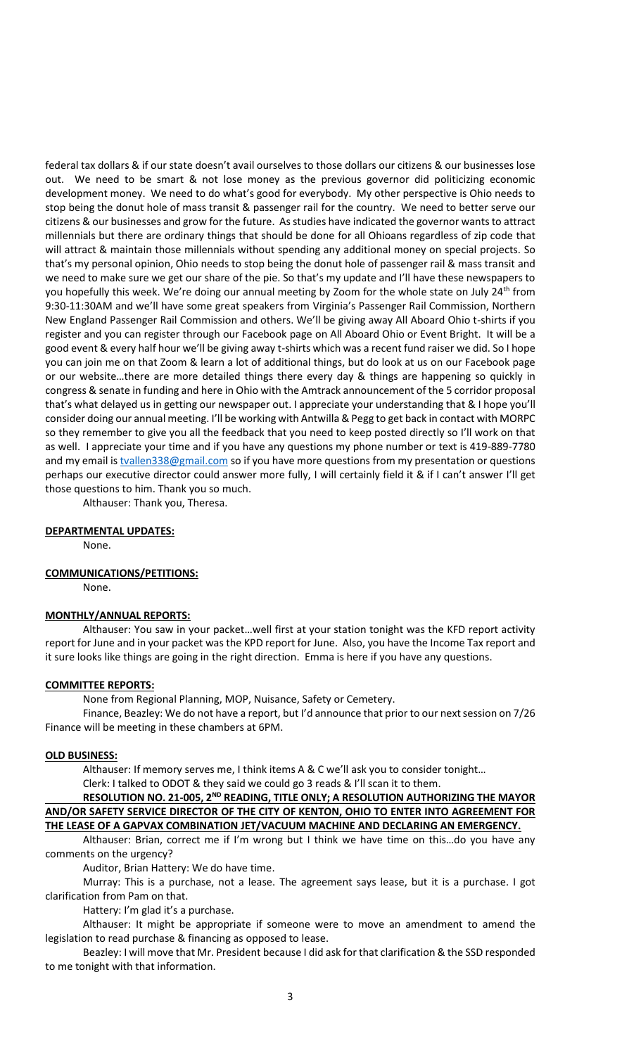federal tax dollars & if our state doesn't avail ourselves to those dollars our citizens & our businesses lose out. We need to be smart & not lose money as the previous governor did politicizing economic development money. We need to do what's good for everybody. My other perspective is Ohio needs to stop being the donut hole of mass transit & passenger rail for the country. We need to better serve our citizens & our businesses and grow for the future. As studies have indicated the governor wants to attract millennials but there are ordinary things that should be done for all Ohioans regardless of zip code that will attract & maintain those millennials without spending any additional money on special projects. So that's my personal opinion, Ohio needs to stop being the donut hole of passenger rail & mass transit and we need to make sure we get our share of the pie. So that's my update and I'll have these newspapers to you hopefully this week. We're doing our annual meeting by Zoom for the whole state on July 24th from 9:30-11:30AM and we'll have some great speakers from Virginia's Passenger Rail Commission, Northern New England Passenger Rail Commission and others. We'll be giving away All Aboard Ohio t-shirts if you register and you can register through our Facebook page on All Aboard Ohio or Event Bright. It will be a good event & every half hour we'll be giving away t-shirts which was a recent fund raiser we did. So I hope you can join me on that Zoom & learn a lot of additional things, but do look at us on our Facebook page or our website…there are more detailed things there every day & things are happening so quickly in congress & senate in funding and here in Ohio with the Amtrack announcement of the 5 corridor proposal that's what delayed us in getting our newspaper out. I appreciate your understanding that & I hope you'll consider doing our annual meeting. I'll be working with Antwilla & Pegg to get back in contact with MORPC so they remember to give you all the feedback that you need to keep posted directly so I'll work on that as well. I appreciate your time and if you have any questions my phone number or text is 419-889-7780 and my email is tvallen338@gmail.com so if you have more questions from my presentation or questions perhaps our executive director could answer more fully, I will certainly field it & if I can't answer I'll get those questions to him. Thank you so much.

Althauser: Thank you, Theresa.

**DEPARTMENTAL UPDATES:**

None.

**COMMUNICATIONS/PETITIONS:**

None.

**MONTHLY/ANNUAL REPORTS:**

Althauser: You saw in your packet…well first at your station tonight was the KFD report activity report for June and in your packet was the KPD report for June. Also, you have the Income Tax report and it sure looks like things are going in the right direction. Emma is here if you have any questions.

**COMMITTEE REPORTS:**

None from Regional Planning, MOP, Nuisance, Safety or Cemetery.

Finance, Beazley: We do not have a report, but I'd announce that prior to our next session on 7/26 Finance will be meeting in these chambers at 6PM.

**OLD BUSINESS:**

Althauser: If memory serves me, I think items A & C we'll ask you to consider tonight…

Clerk: I talked to ODOT & they said we could go 3 reads & I'll scan it to them.

**RESOLUTION NO. 21-005, 2ND READING, TITLE ONLY; A RESOLUTION AUTHORIZING THE MAYOR AND/OR SAFETY SERVICE DIRECTOR OF THE CITY OF KENTON, OHIO TO ENTER INTO AGREEMENT FOR THE LEASE OF A GAPVAX COMBINATION JET/VACUUM MACHINE AND DECLARING AN EMERGENCY.**

Althauser: Brian, correct me if I'm wrong but I think we have time on this…do you have any comments on the urgency?

Auditor, Brian Hattery: We do have time.

Murray: This is a purchase, not a lease. The agreement says lease, but it is a purchase. I got clarification from Pam on that.

Hattery: I'm glad it's a purchase.

Althauser: It might be appropriate if someone were to move an amendment to amend the legislation to read purchase & financing as opposed to lease.

Beazley: I will move that Mr. President because I did ask for that clarification & the SSD responded to me tonight with that information.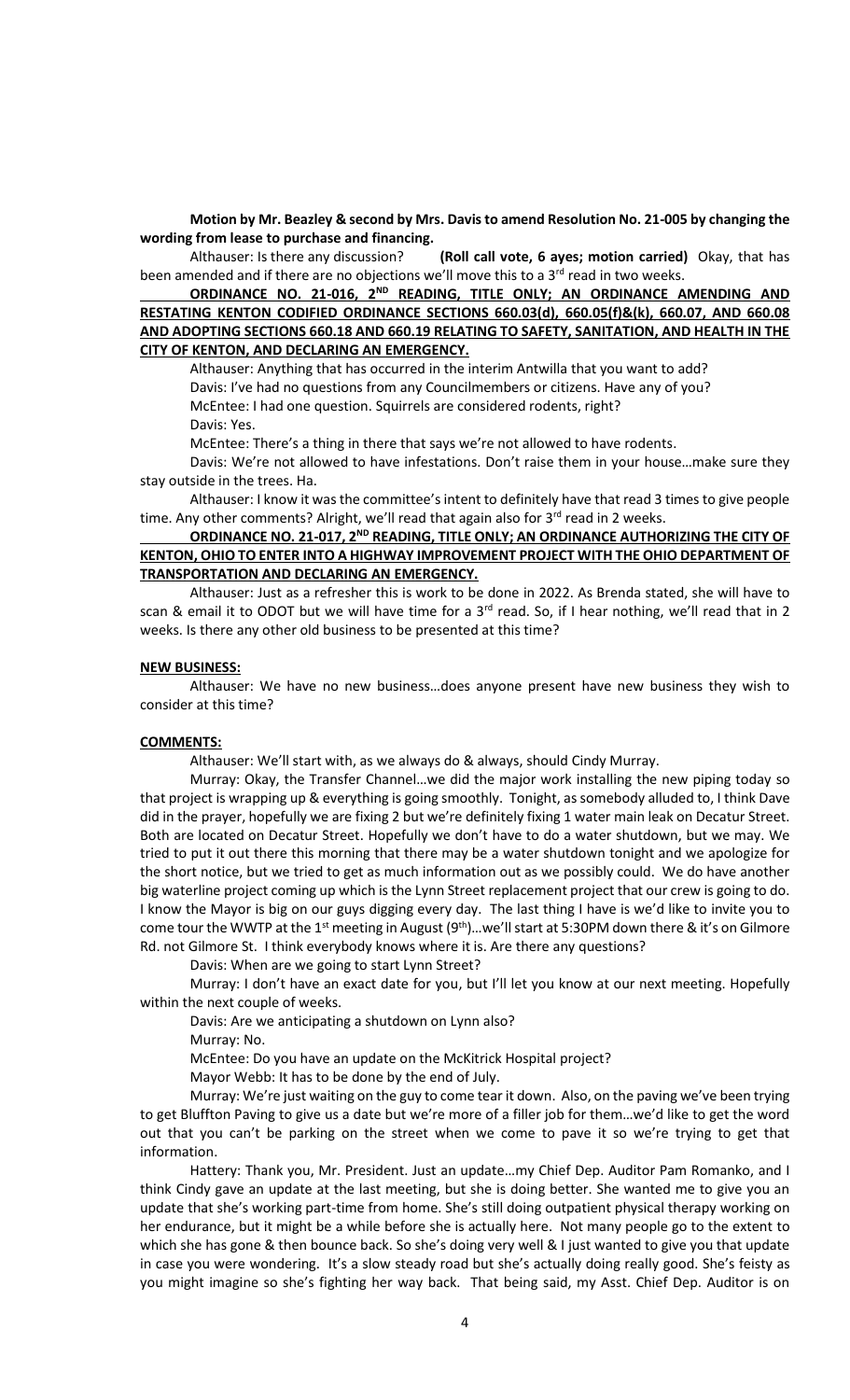**Motion by Mr. Beazley & second by Mrs. Davis to amend Resolution No. 21-005 by changing the wording from lease to purchase and financing.**

Althauser: Is there any discussion? **(Roll call vote, 6 ayes; motion carried)** Okay, that has been amended and if there are no objections we'll move this to a 3rd read in two weeks.

**ORDINANCE NO. 21-016, 2ND READING, TITLE ONLY; AN ORDINANCE AMENDING AND RESTATING KENTON CODIFIED ORDINANCE SECTIONS 660.03(d), 660.05(f)&(k), 660.07, AND 660.08 AND ADOPTING SECTIONS 660.18 AND 660.19 RELATING TO SAFETY, SANITATION, AND HEALTH IN THE CITY OF KENTON, AND DECLARING AN EMERGENCY.**

Althauser: Anything that has occurred in the interim Antwilla that you want to add?

Davis: I've had no questions from any Councilmembers or citizens. Have any of you?

McEntee: I had one question. Squirrels are considered rodents, right?

Davis: Yes.

McEntee: There's a thing in there that says we're not allowed to have rodents.

Davis: We're not allowed to have infestations. Don't raise them in your house…make sure they stay outside in the trees. Ha.

Althauser: I know it was the committee's intent to definitely have that read 3 times to give people time. Any other comments? Alright, we'll read that again also for 3rd read in 2 weeks.

**ORDINANCE NO. 21-017, 2ND READING, TITLE ONLY; AN ORDINANCE AUTHORIZING THE CITY OF KENTON, OHIO TO ENTER INTO A HIGHWAY IMPROVEMENT PROJECT WITH THE OHIO DEPARTMENT OF TRANSPORTATION AND DECLARING AN EMERGENCY.**

Althauser: Just as a refresher this is work to be done in 2022. As Brenda stated, she will have to scan & email it to ODOT but we will have time for a 3rd read. So, if I hear nothing, we'll read that in 2 weeks. Is there any other old business to be presented at this time?

**NEW BUSINESS:**

Althauser: We have no new business…does anyone present have new business they wish to consider at this time?

**COMMENTS:**

Althauser: We'll start with, as we always do & always, should Cindy Murray.

Murray: Okay, the Transfer Channel…we did the major work installing the new piping today so that project is wrapping up & everything is going smoothly. Tonight, as somebody alluded to, I think Dave did in the prayer, hopefully we are fixing 2 but we're definitely fixing 1 water main leak on Decatur Street. Both are located on Decatur Street. Hopefully we don't have to do a water shutdown, but we may. We tried to put it out there this morning that there may be a water shutdown tonight and we apologize for the short notice, but we tried to get as much information out as we possibly could. We do have another big waterline project coming up which is the Lynn Street replacement project that our crew is going to do. I know the Mayor is big on our guys digging every day. The last thing I have is we'd like to invite you to come tour the WWTP at the 1st meeting in August (9th)…we'll start at 5:30PM down there & it's on Gilmore Rd. not Gilmore St. I think everybody knows where it is. Are there any questions?

Davis: When are we going to start Lynn Street?

Murray: I don't have an exact date for you, but I'll let you know at our next meeting. Hopefully within the next couple of weeks.

Davis: Are we anticipating a shutdown on Lynn also?

Murray: No.

McEntee: Do you have an update on the McKitrick Hospital project?

Mayor Webb: It has to be done by the end of July.

Murray: We're just waiting on the guy to come tear it down. Also, on the paving we've been trying to get Bluffton Paving to give us a date but we're more of a filler job for them…we'd like to get the word out that you can't be parking on the street when we come to pave it so we're trying to get that information.

Hattery: Thank you, Mr. President. Just an update…my Chief Dep. Auditor Pam Romanko, and I think Cindy gave an update at the last meeting, but she is doing better. She wanted me to give you an update that she's working part-time from home. She's still doing outpatient physical therapy working on her endurance, but it might be a while before she is actually here. Not many people go to the extent to which she has gone & then bounce back. So she's doing very well & I just wanted to give you that update in case you were wondering. It's a slow steady road but she's actually doing really good. She's feisty as you might imagine so she's fighting her way back. That being said, my Asst. Chief Dep. Auditor is on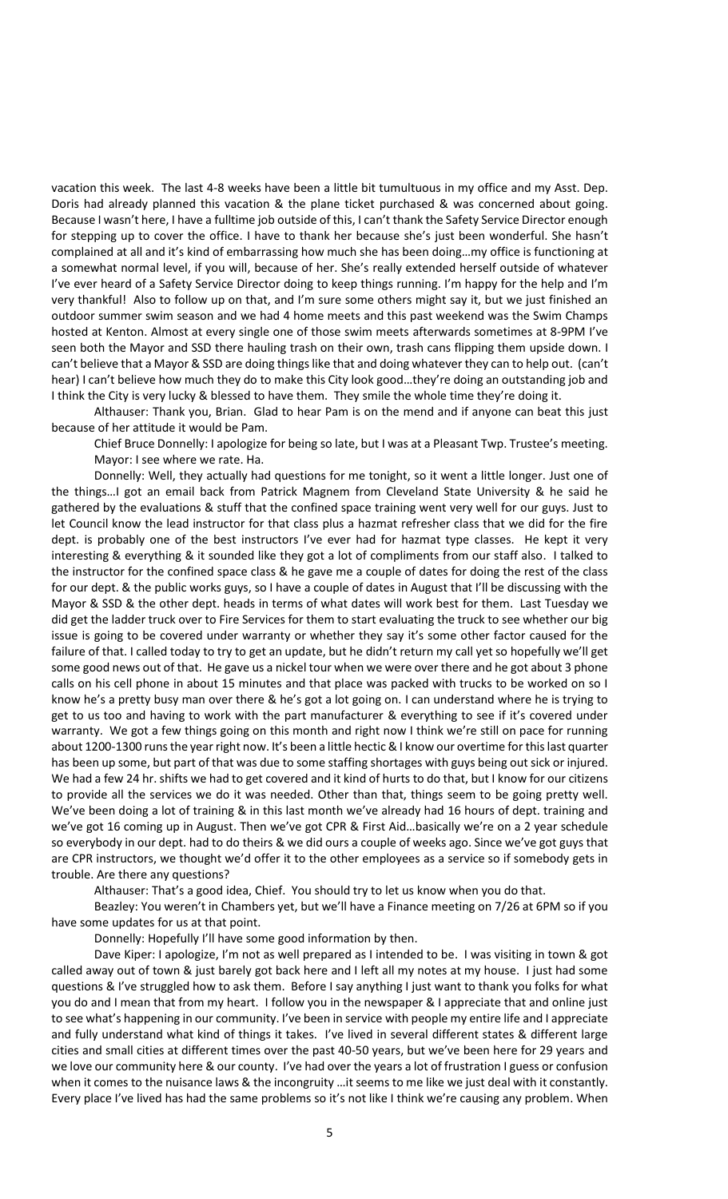vacation this week. The last 4-8 weeks have been a little bit tumultuous in my office and my Asst. Dep. Doris had already planned this vacation & the plane ticket purchased & was concerned about going. Because I wasn't here, I have a fulltime job outside of this, I can't thank the Safety Service Director enough for stepping up to cover the office. I have to thank her because she's just been wonderful. She hasn't complained at all and it's kind of embarrassing how much she has been doing…my office is functioning at a somewhat normal level, if you will, because of her. She's really extended herself outside of whatever I've ever heard of a Safety Service Director doing to keep things running. I'm happy for the help and I'm very thankful! Also to follow up on that, and I'm sure some others might say it, but we just finished an outdoor summer swim season and we had 4 home meets and this past weekend was the Swim Champs hosted at Kenton. Almost at every single one of those swim meets afterwards sometimes at 8-9PM I've seen both the Mayor and SSD there hauling trash on their own, trash cans flipping them upside down. I can't believe that a Mayor & SSD are doing things like that and doing whatever they can to help out. (can't hear) I can't believe how much they do to make this City look good…they're doing an outstanding job and I think the City is very lucky & blessed to have them. They smile the whole time they're doing it.

Althauser: Thank you, Brian. Glad to hear Pam is on the mend and if anyone can beat this just because of her attitude it would be Pam.

Chief Bruce Donnelly: I apologize for being so late, but I was at a Pleasant Twp. Trustee's meeting.

Mayor: I see where we rate. Ha.

Donnelly: Well, they actually had questions for me tonight, so it went a little longer. Just one of the things…I got an email back from Patrick Magnem from Cleveland State University & he said he gathered by the evaluations & stuff that the confined space training went very well for our guys. Just to let Council know the lead instructor for that class plus a hazmat refresher class that we did for the fire dept. is probably one of the best instructors I've ever had for hazmat type classes. He kept it very interesting & everything & it sounded like they got a lot of compliments from our staff also. I talked to the instructor for the confined space class & he gave me a couple of dates for doing the rest of the class for our dept. & the public works guys, so I have a couple of dates in August that I'll be discussing with the Mayor & SSD & the other dept. heads in terms of what dates will work best for them. Last Tuesday we did get the ladder truck over to Fire Services for them to start evaluating the truck to see whether our big issue is going to be covered under warranty or whether they say it's some other factor caused for the failure of that. I called today to try to get an update, but he didn't return my call yet so hopefully we'll get some good news out of that. He gave us a nickel tour when we were over there and he got about 3 phone calls on his cell phone in about 15 minutes and that place was packed with trucks to be worked on so I know he's a pretty busy man over there & he's got a lot going on. I can understand where he is trying to get to us too and having to work with the part manufacturer & everything to see if it's covered under warranty. We got a few things going on this month and right now I think we're still on pace for running about 1200-1300 runs the year right now. It's been a little hectic & I know our overtime for this last quarter has been up some, but part of that was due to some staffing shortages with guys being out sick or injured. We had a few 24 hr. shifts we had to get covered and it kind of hurts to do that, but I know for our citizens to provide all the services we do it was needed. Other than that, things seem to be going pretty well. We've been doing a lot of training & in this last month we've already had 16 hours of dept. training and we've got 16 coming up in August. Then we've got CPR & First Aid…basically we're on a 2 year schedule so everybody in our dept. had to do theirs & we did ours a couple of weeks ago. Since we've got guys that are CPR instructors, we thought we'd offer it to the other employees as a service so if somebody gets in trouble. Are there any questions?

Althauser: That's a good idea, Chief. You should try to let us know when you do that.

Beazley: You weren't in Chambers yet, but we'll have a Finance meeting on 7/26 at 6PM so if you have some updates for us at that point.

Donnelly: Hopefully I'll have some good information by then.

Dave Kiper: I apologize, I'm not as well prepared as I intended to be. I was visiting in town & got called away out of town & just barely got back here and I left all my notes at my house. I just had some questions & I've struggled how to ask them. Before I say anything I just want to thank you folks for what you do and I mean that from my heart. I follow you in the newspaper & I appreciate that and online just to see what's happening in our community. I've been in service with people my entire life and I appreciate and fully understand what kind of things it takes. I've lived in several different states & different large cities and small cities at different times over the past 40-50 years, but we've been here for 29 years and we love our community here & our county. I've had over the years a lot of frustration I guess or confusion when it comes to the nuisance laws & the incongruity …it seems to me like we just deal with it constantly. Every place I've lived has had the same problems so it's not like I think we're causing any problem. When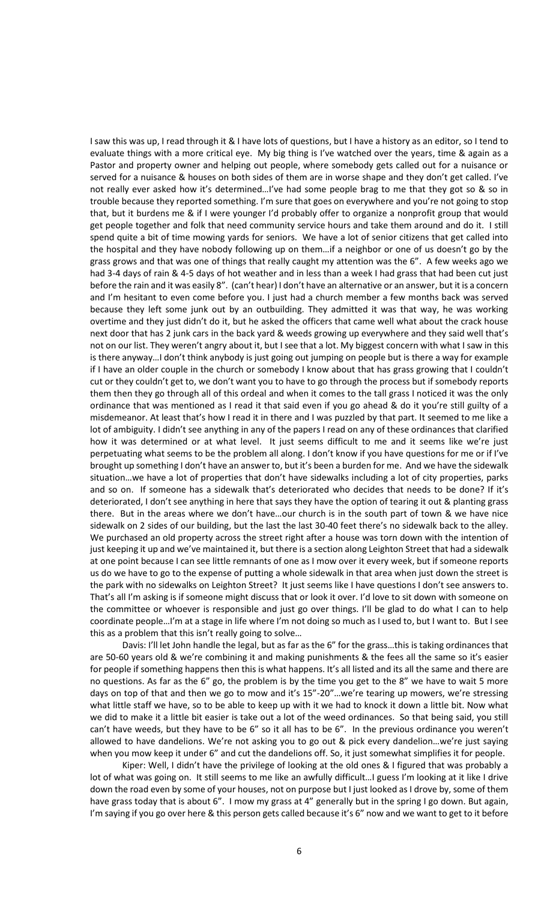I saw this was up, I read through it & I have lots of questions, but I have a history as an editor, so I tend to evaluate things with a more critical eye. My big thing is I've watched over the years, time & again as a Pastor and property owner and helping out people, where somebody gets called out for a nuisance or served for a nuisance & houses on both sides of them are in worse shape and they don't get called. I've not really ever asked how it's determined…I've had some people brag to me that they got so & so in trouble because they reported something. I'm sure that goes on everywhere and you're not going to stop that, but it burdens me & if I were younger I'd probably offer to organize a nonprofit group that would get people together and folk that need community service hours and take them around and do it. I still spend quite a bit of time mowing yards for seniors. We have a lot of senior citizens that get called into the hospital and they have nobody following up on them…if a neighbor or one of us doesn't go by the grass grows and that was one of things that really caught my attention was the 6". A few weeks ago we had 3-4 days of rain & 4-5 days of hot weather and in less than a week I had grass that had been cut just before the rain and it was easily 8". (can't hear) I don't have an alternative or an answer, but it is a concern and I'm hesitant to even come before you. I just had a church member a few months back was served because they left some junk out by an outbuilding. They admitted it was that way, he was working overtime and they just didn't do it, but he asked the officers that came well what about the crack house next door that has 2 junk cars in the back yard & weeds growing up everywhere and they said well that's not on our list. They weren't angry about it, but I see that a lot. My biggest concern with what I saw in this is there anyway…I don't think anybody is just going out jumping on people but is there a way for example if I have an older couple in the church or somebody I know about that has grass growing that I couldn't cut or they couldn't get to, we don't want you to have to go through the process but if somebody reports them then they go through all of this ordeal and when it comes to the tall grass I noticed it was the only ordinance that was mentioned as I read it that said even if you go ahead & do it you're still guilty of a misdemeanor. At least that's how I read it in there and I was puzzled by that part. It seemed to me like a lot of ambiguity. I didn't see anything in any of the papers I read on any of these ordinances that clarified how it was determined or at what level. It just seems difficult to me and it seems like we're just perpetuating what seems to be the problem all along. I don't know if you have questions for me or if I've brought up something I don't have an answer to, but it's been a burden for me. And we have the sidewalk situation…we have a lot of properties that don't have sidewalks including a lot of city properties, parks and so on. If someone has a sidewalk that's deteriorated who decides that needs to be done? If it's deteriorated, I don't see anything in here that says they have the option of tearing it out & planting grass there. But in the areas where we don't have…our church is in the south part of town & we have nice sidewalk on 2 sides of our building, but the last the last 30-40 feet there's no sidewalk back to the alley. We purchased an old property across the street right after a house was torn down with the intention of just keeping it up and we've maintained it, but there is a section along Leighton Street that had a sidewalk at one point because I can see little remnants of one as I mow over it every week, but if someone reports us do we have to go to the expense of putting a whole sidewalk in that area when just down the street is the park with no sidewalks on Leighton Street? It just seems like I have questions I don't see answers to. That's all I'm asking is if someone might discuss that or look it over. I'd love to sit down with someone on the committee or whoever is responsible and just go over things. I'll be glad to do what I can to help coordinate people…I'm at a stage in life where I'm not doing so much as I used to, but I want to. But I see this as a problem that this isn't really going to solve…

Davis: I'll let John handle the legal, but as far as the 6" for the grass…this is taking ordinances that are 50-60 years old & we're combining it and making punishments & the fees all the same so it's easier for people if something happens then this is what happens. It's all listed and its all the same and there are no questions. As far as the 6" go, the problem is by the time you get to the 8" we have to wait 5 more days on top of that and then we go to mow and it's 15"-20"…we're tearing up mowers, we're stressing what little staff we have, so to be able to keep up with it we had to knock it down a little bit. Now what we did to make it a little bit easier is take out a lot of the weed ordinances. So that being said, you still can't have weeds, but they have to be 6" so it all has to be 6". In the previous ordinance you weren't allowed to have dandelions. We're not asking you to go out & pick every dandelion…we're just saying when you mow keep it under 6" and cut the dandelions off. So, it just somewhat simplifies it for people.

Kiper: Well, I didn't have the privilege of looking at the old ones & I figured that was probably a lot of what was going on. It still seems to me like an awfully difficult…I guess I'm looking at it like I drive down the road even by some of your houses, not on purpose but I just looked as I drove by, some of them have grass today that is about 6". I mow my grass at 4" generally but in the spring I go down. But again, I'm saying if you go over here & this person gets called because it's 6" now and we want to get to it before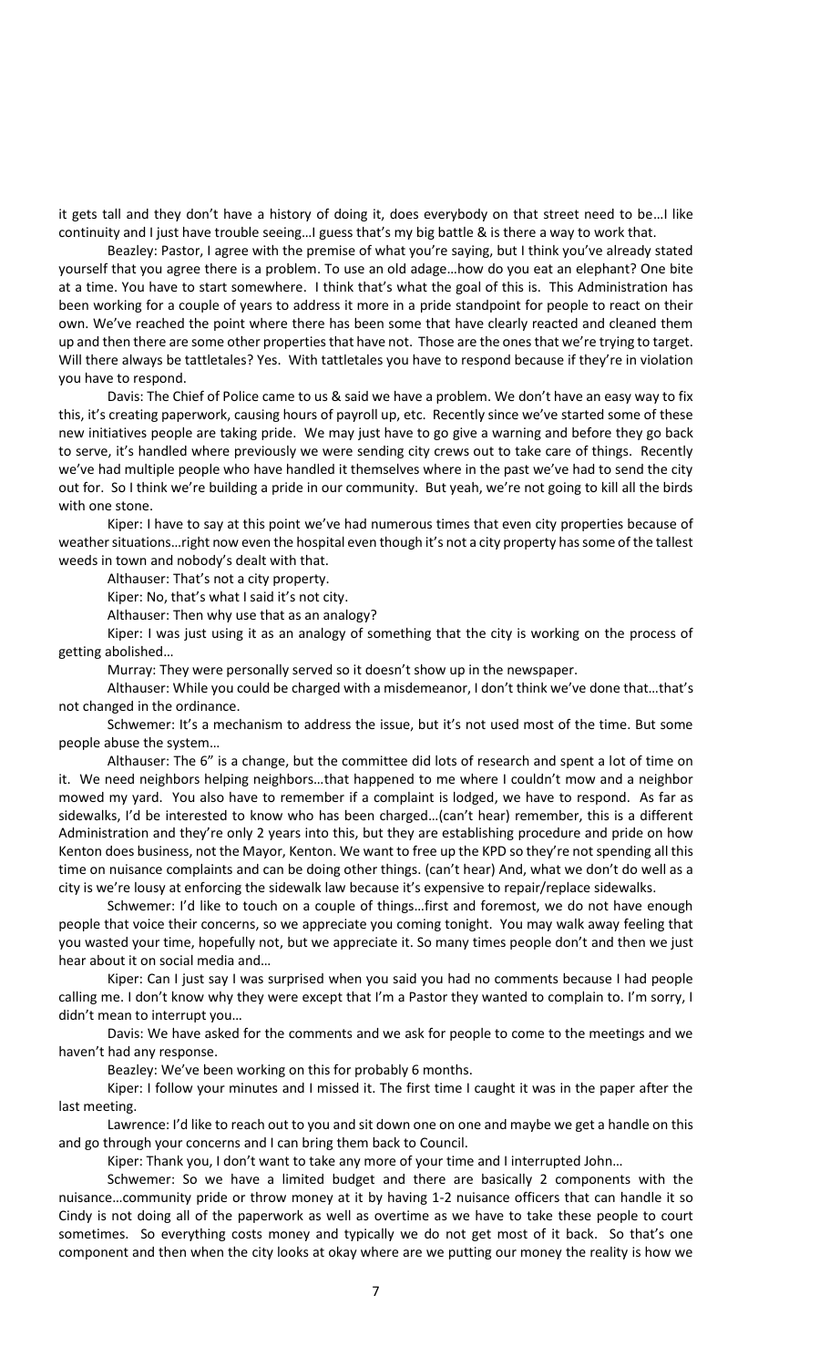it gets tall and they don't have a history of doing it, does everybody on that street need to be…I like continuity and I just have trouble seeing…I guess that's my big battle & is there a way to work that.

Beazley: Pastor, I agree with the premise of what you're saying, but I think you've already stated yourself that you agree there is a problem. To use an old adage…how do you eat an elephant? One bite at a time. You have to start somewhere. I think that's what the goal of this is. This Administration has been working for a couple of years to address it more in a pride standpoint for people to react on their own. We've reached the point where there has been some that have clearly reacted and cleaned them up and then there are some other properties that have not. Those are the ones that we're trying to target. Will there always be tattletales? Yes. With tattletales you have to respond because if they're in violation you have to respond.

Davis: The Chief of Police came to us & said we have a problem. We don't have an easy way to fix this, it's creating paperwork, causing hours of payroll up, etc. Recently since we've started some of these new initiatives people are taking pride. We may just have to go give a warning and before they go back to serve, it's handled where previously we were sending city crews out to take care of things. Recently we've had multiple people who have handled it themselves where in the past we've had to send the city out for. So I think we're building a pride in our community. But yeah, we're not going to kill all the birds with one stone.

Kiper: I have to say at this point we've had numerous times that even city properties because of weather situations…right now even the hospital even though it's not a city property has some of the tallest weeds in town and nobody's dealt with that.

Althauser: That's not a city property.

Kiper: No, that's what I said it's not city.

Althauser: Then why use that as an analogy?

Kiper: I was just using it as an analogy of something that the city is working on the process of getting abolished…

Murray: They were personally served so it doesn't show up in the newspaper.

Althauser: While you could be charged with a misdemeanor, I don't think we've done that…that's not changed in the ordinance.

Schwemer: It's a mechanism to address the issue, but it's not used most of the time. But some people abuse the system…

Althauser: The 6" is a change, but the committee did lots of research and spent a lot of time on it. We need neighbors helping neighbors…that happened to me where I couldn't mow and a neighbor mowed my yard. You also have to remember if a complaint is lodged, we have to respond. As far as sidewalks, I'd be interested to know who has been charged…(can't hear) remember, this is a different Administration and they're only 2 years into this, but they are establishing procedure and pride on how Kenton does business, not the Mayor, Kenton. We want to free up the KPD so they're not spending all this time on nuisance complaints and can be doing other things. (can't hear) And, what we don't do well as a city is we're lousy at enforcing the sidewalk law because it's expensive to repair/replace sidewalks.

Schwemer: I'd like to touch on a couple of things…first and foremost, we do not have enough people that voice their concerns, so we appreciate you coming tonight. You may walk away feeling that you wasted your time, hopefully not, but we appreciate it. So many times people don't and then we just hear about it on social media and…

Kiper: Can I just say I was surprised when you said you had no comments because I had people calling me. I don't know why they were except that I'm a Pastor they wanted to complain to. I'm sorry, I didn't mean to interrupt you…

Davis: We have asked for the comments and we ask for people to come to the meetings and we haven't had any response.

Beazley: We've been working on this for probably 6 months.

Kiper: I follow your minutes and I missed it. The first time I caught it was in the paper after the last meeting.

Lawrence: I'd like to reach out to you and sit down one on one and maybe we get a handle on this and go through your concerns and I can bring them back to Council.

Kiper: Thank you, I don't want to take any more of your time and I interrupted John…

Schwemer: So we have a limited budget and there are basically 2 components with the nuisance…community pride or throw money at it by having 1-2 nuisance officers that can handle it so Cindy is not doing all of the paperwork as well as overtime as we have to take these people to court sometimes. So everything costs money and typically we do not get most of it back. So that's one component and then when the city looks at okay where are we putting our money the reality is how we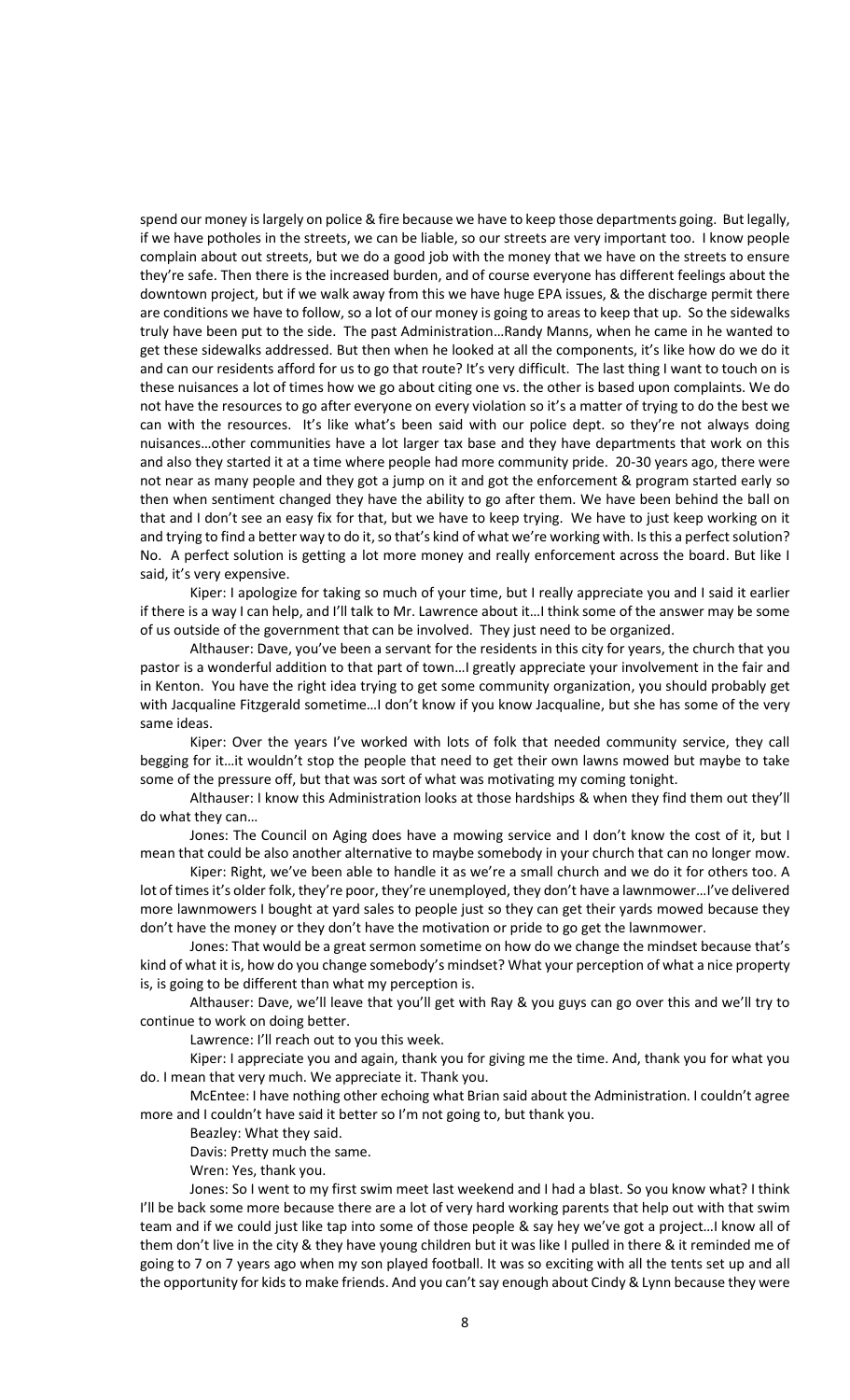spend our money is largely on police & fire because we have to keep those departments going. But legally, if we have potholes in the streets, we can be liable, so our streets are very important too. I know people complain about out streets, but we do a good job with the money that we have on the streets to ensure they're safe. Then there is the increased burden, and of course everyone has different feelings about the downtown project, but if we walk away from this we have huge EPA issues, & the discharge permit there are conditions we have to follow, so a lot of our money is going to areas to keep that up. So the sidewalks truly have been put to the side. The past Administration…Randy Manns, when he came in he wanted to get these sidewalks addressed. But then when he looked at all the components, it's like how do we do it and can our residents afford for us to go that route? It's very difficult. The last thing I want to touch on is these nuisances a lot of times how we go about citing one vs. the other is based upon complaints. We do not have the resources to go after everyone on every violation so it's a matter of trying to do the best we can with the resources. It's like what's been said with our police dept. so they're not always doing nuisances…other communities have a lot larger tax base and they have departments that work on this and also they started it at a time where people had more community pride. 20-30 years ago, there were not near as many people and they got a jump on it and got the enforcement & program started early so then when sentiment changed they have the ability to go after them. We have been behind the ball on that and I don't see an easy fix for that, but we have to keep trying. We have to just keep working on it and trying to find a better way to do it, so that's kind of what we're working with. Is this a perfect solution? No. A perfect solution is getting a lot more money and really enforcement across the board. But like I said, it's very expensive.

Kiper: I apologize for taking so much of your time, but I really appreciate you and I said it earlier if there is a way I can help, and I'll talk to Mr. Lawrence about it…I think some of the answer may be some of us outside of the government that can be involved. They just need to be organized.

Althauser: Dave, you've been a servant for the residents in this city for years, the church that you pastor is a wonderful addition to that part of town…I greatly appreciate your involvement in the fair and in Kenton. You have the right idea trying to get some community organization, you should probably get with Jacqualine Fitzgerald sometime…I don't know if you know Jacqualine, but she has some of the very same ideas.

Kiper: Over the years I've worked with lots of folk that needed community service, they call begging for it…it wouldn't stop the people that need to get their own lawns mowed but maybe to take some of the pressure off, but that was sort of what was motivating my coming tonight.

Althauser: I know this Administration looks at those hardships & when they find them out they'll do what they can…

Jones: The Council on Aging does have a mowing service and I don't know the cost of it, but I mean that could be also another alternative to maybe somebody in your church that can no longer mow.

Kiper: Right, we've been able to handle it as we're a small church and we do it for others too. A lot of times it's older folk, they're poor, they're unemployed, they don't have a lawnmower…I've delivered more lawnmowers I bought at yard sales to people just so they can get their yards mowed because they don't have the money or they don't have the motivation or pride to go get the lawnmower.

Jones: That would be a great sermon sometime on how do we change the mindset because that's kind of what it is, how do you change somebody's mindset? What your perception of what a nice property is, is going to be different than what my perception is.

Althauser: Dave, we'll leave that you'll get with Ray & you guys can go over this and we'll try to continue to work on doing better.

Lawrence: I'll reach out to you this week.

Kiper: I appreciate you and again, thank you for giving me the time. And, thank you for what you do. I mean that very much. We appreciate it. Thank you.

McEntee: I have nothing other echoing what Brian said about the Administration. I couldn't agree more and I couldn't have said it better so I'm not going to, but thank you.

Beazley: What they said.

Davis: Pretty much the same.

Wren: Yes, thank you.

Jones: So I went to my first swim meet last weekend and I had a blast. So you know what? I think I'll be back some more because there are a lot of very hard working parents that help out with that swim team and if we could just like tap into some of those people & say hey we've got a project…I know all of them don't live in the city & they have young children but it was like I pulled in there & it reminded me of going to 7 on 7 years ago when my son played football. It was so exciting with all the tents set up and all the opportunity for kids to make friends. And you can't say enough about Cindy & Lynn because they were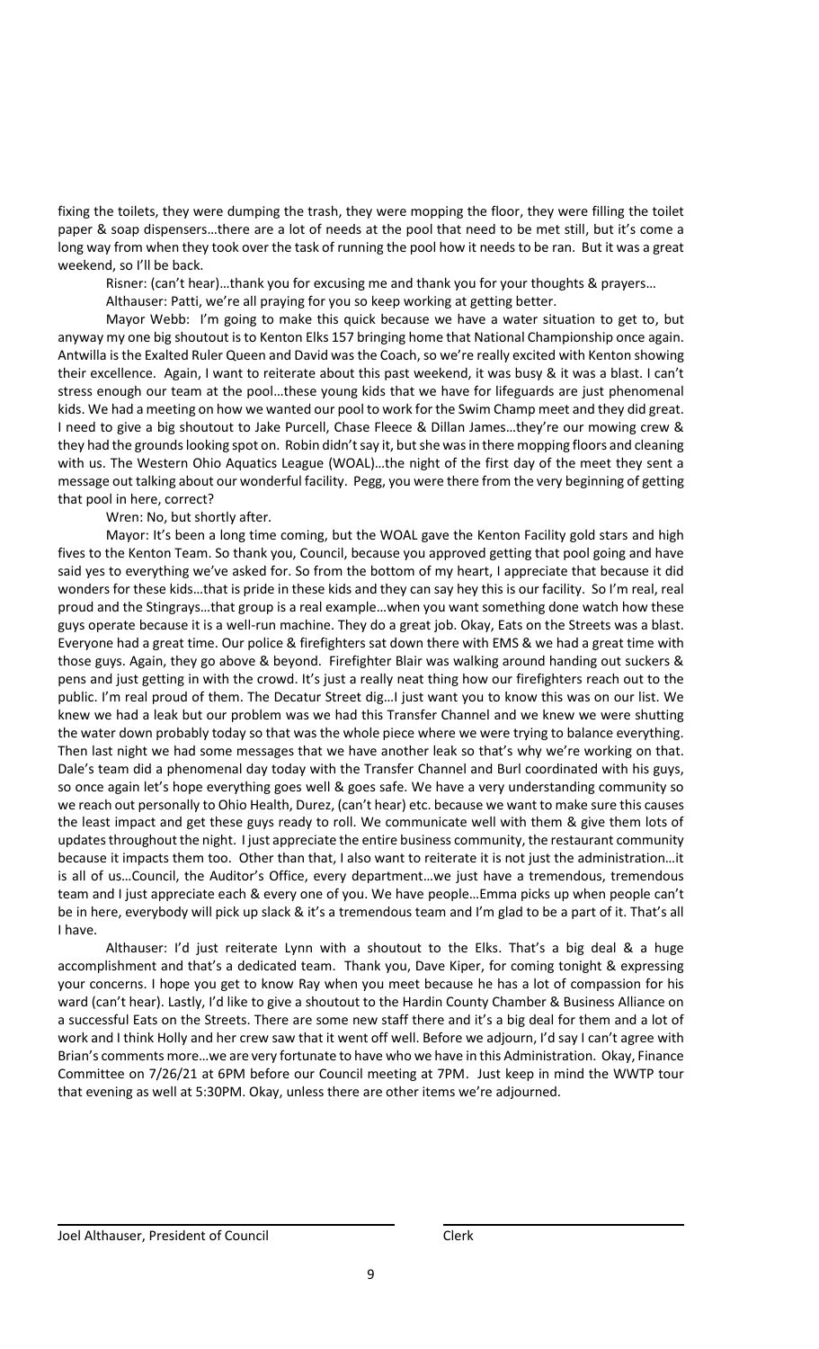fixing the toilets, they were dumping the trash, they were mopping the floor, they were filling the toilet paper & soap dispensers…there are a lot of needs at the pool that need to be met still, but it's come a long way from when they took over the task of running the pool how it needs to be ran. But it was a great weekend, so I'll be back.

Risner: (can't hear)…thank you for excusing me and thank you for your thoughts & prayers…

Althauser: Patti, we're all praying for you so keep working at getting better.

Mayor Webb: I'm going to make this quick because we have a water situation to get to, but anyway my one big shoutout is to Kenton Elks 157 bringing home that National Championship once again. Antwilla is the Exalted Ruler Queen and David was the Coach, so we're really excited with Kenton showing their excellence. Again, I want to reiterate about this past weekend, it was busy & it was a blast. I can't stress enough our team at the pool…these young kids that we have for lifeguards are just phenomenal kids. We had a meeting on how we wanted our pool to work for the Swim Champ meet and they did great. I need to give a big shoutout to Jake Purcell, Chase Fleece & Dillan James…they're our mowing crew & they had the grounds looking spot on. Robin didn't say it, but she was in there mopping floors and cleaning with us. The Western Ohio Aquatics League (WOAL)…the night of the first day of the meet they sent a message out talking about our wonderful facility. Pegg, you were there from the very beginning of getting that pool in here, correct?

Wren: No, but shortly after.

Mayor: It's been a long time coming, but the WOAL gave the Kenton Facility gold stars and high fives to the Kenton Team. So thank you, Council, because you approved getting that pool going and have said yes to everything we've asked for. So from the bottom of my heart, I appreciate that because it did wonders for these kids…that is pride in these kids and they can say hey this is our facility. So I'm real, real proud and the Stingrays…that group is a real example…when you want something done watch how these guys operate because it is a well-run machine. They do a great job. Okay, Eats on the Streets was a blast. Everyone had a great time. Our police & firefighters sat down there with EMS & we had a great time with those guys. Again, they go above & beyond. Firefighter Blair was walking around handing out suckers & pens and just getting in with the crowd. It's just a really neat thing how our firefighters reach out to the public. I'm real proud of them. The Decatur Street dig…I just want you to know this was on our list. We knew we had a leak but our problem was we had this Transfer Channel and we knew we were shutting the water down probably today so that was the whole piece where we were trying to balance everything. Then last night we had some messages that we have another leak so that's why we're working on that. Dale's team did a phenomenal day today with the Transfer Channel and Burl coordinated with his guys, so once again let's hope everything goes well & goes safe. We have a very understanding community so we reach out personally to Ohio Health, Durez, (can't hear) etc. because we want to make sure this causes the least impact and get these guys ready to roll. We communicate well with them & give them lots of updates throughout the night. I just appreciate the entire business community, the restaurant community because it impacts them too. Other than that, I also want to reiterate it is not just the administration…it is all of us…Council, the Auditor's Office, every department…we just have a tremendous, tremendous team and I just appreciate each & every one of you. We have people…Emma picks up when people can't be in here, everybody will pick up slack & it's a tremendous team and I'm glad to be a part of it. That's all I have.

Althauser: I'd just reiterate Lynn with a shoutout to the Elks. That's a big deal & a huge accomplishment and that's a dedicated team. Thank you, Dave Kiper, for coming tonight & expressing your concerns. I hope you get to know Ray when you meet because he has a lot of compassion for his ward (can't hear). Lastly, I'd like to give a shoutout to the Hardin County Chamber & Business Alliance on a successful Eats on the Streets. There are some new staff there and it's a big deal for them and a lot of work and I think Holly and her crew saw that it went off well. Before we adjourn, I'd say I can't agree with Brian's comments more…we are very fortunate to have who we have in this Administration. Okay, Finance Committee on 7/26/21 at 6PM before our Council meeting at 7PM. Just keep in mind the WWTP tour that evening as well at 5:30PM. Okay, unless there are other items we're adjourned.

Joel Althauser, President of Council

Clerk